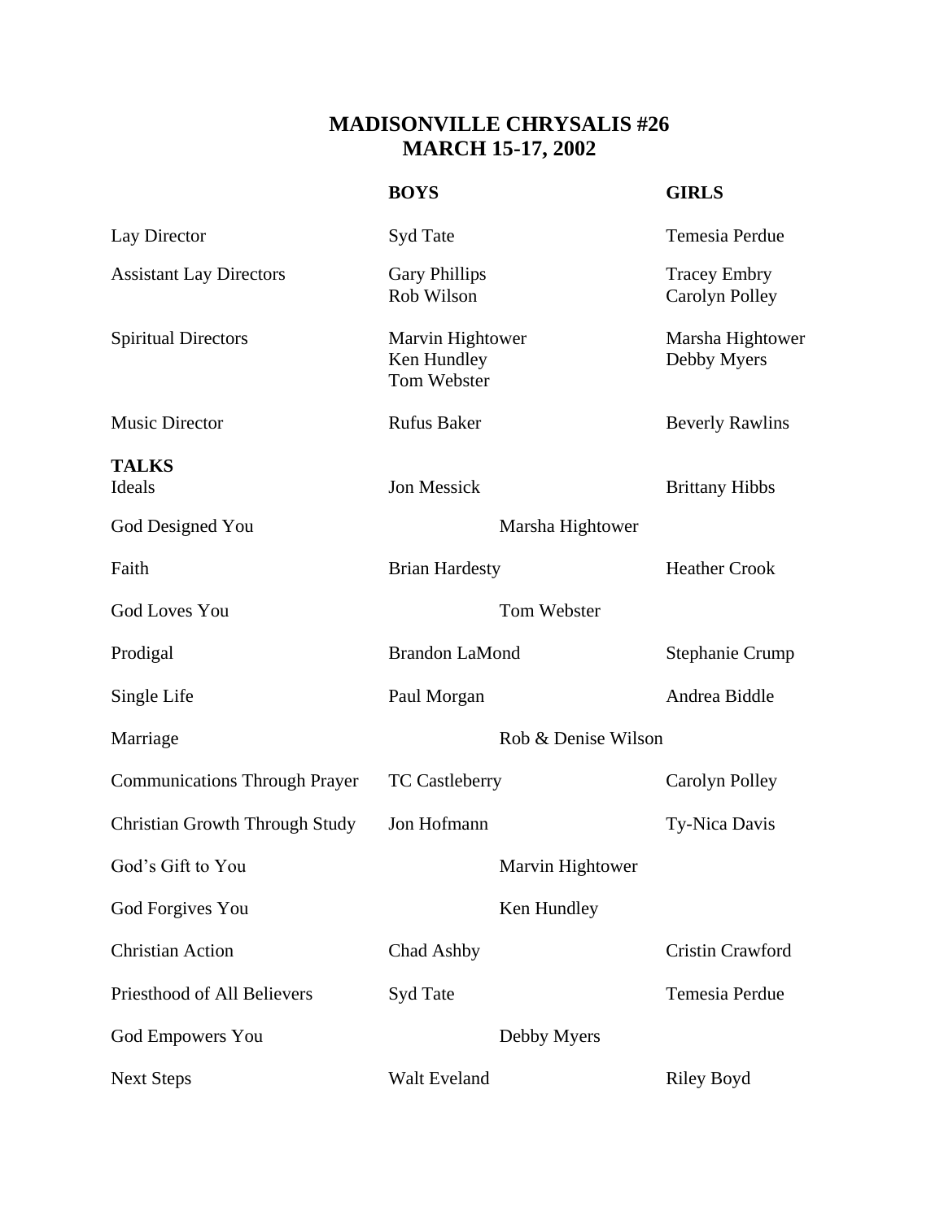# MADISONVILLE CHRYSALIS #26
## MARCH 15-17, 2002

| | BOYS | GIRLS |
|---|---|---|
| Lay Director | Syd Tate | Temesia Perdue |
| Assistant Lay Directors | Gary Phillips<br>Rob Wilson | Tracey Embry<br>Carolyn Polley |
| Spiritual Directors | Marvin Hightower<br>Ken Hundley<br>Tom Webster | Marsha Hightower<br>Debby Myers |
| Music Director | Rufus Baker | Beverly Rawlins |
| **TALKS** | | |
| Ideals | Jon Messick | Brittany Hibbs |
| God Designed You | Marsha Hightower | |
| Faith | Brian Hardesty | Heather Crook |
| God Loves You | Tom Webster | |
| Prodigal | Brandon LaMond | Stephanie Crump |
| Single Life | Paul Morgan | Andrea Biddle |
| Marriage | Rob & Denise Wilson | |
| Communications Through Prayer | TC Castleberry | Carolyn Polley |
| Christian Growth Through Study | Jon Hofmann | Ty-Nica Davis |
| God's Gift to You | Marvin Hightower | |
| God Forgives You | Ken Hundley | |
| Christian Action | Chad Ashby | Cristin Crawford |
| Priesthood of All Believers | Syd Tate | Temesia Perdue |
| God Empowers You | Debby Myers | |
| Next Steps | Walt Eveland | Riley Boyd |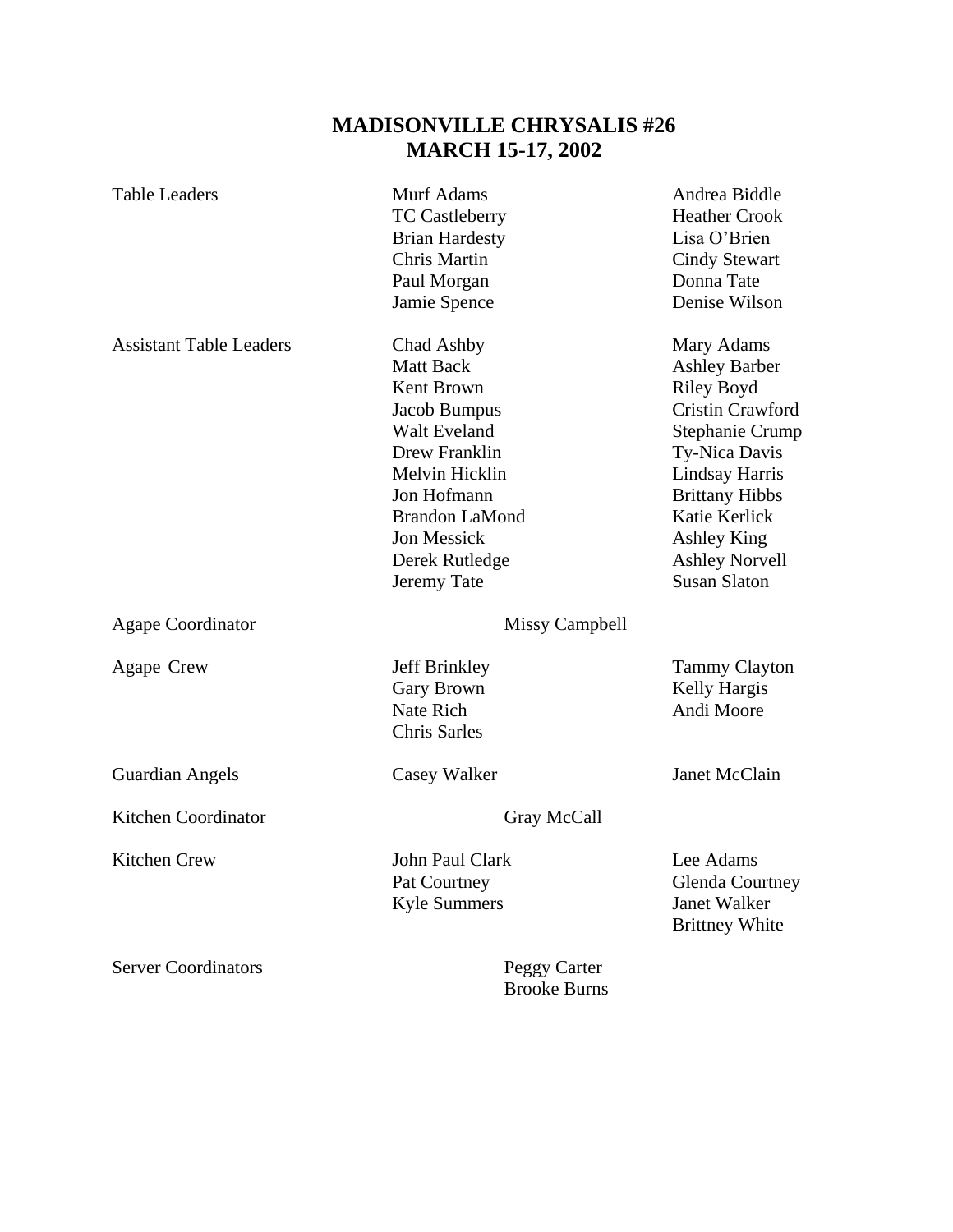# MADISONVILLE CHRYSALIS #26
## MARCH 15-17, 2002

| | | |
|---|---|---|
| Table Leaders | Murf Adams | Andrea Biddle |
| | TC Castleberry | Heather Crook |
| | Brian Hardesty | Lisa O'Brien |
| | Chris Martin | Cindy Stewart |
| | Paul Morgan | Donna Tate |
| | Jamie Spence | Denise Wilson |
| Assistant Table Leaders | Chad Ashby | Mary Adams |
| | Matt Back | Ashley Barber |
| | Kent Brown | Riley Boyd |
| | Jacob Bumpus | Cristin Crawford |
| | Walt Eveland | Stephanie Crump |
| | Drew Franklin | Ty-Nica Davis |
| | Melvin Hicklin | Lindsay Harris |
| | Jon Hofmann | Brittany Hibbs |
| | Brandon LaMond | Katie Kerlick |
| | Jon Messick | Ashley King |
| | Derek Rutledge | Ashley Norvell |
| | Jeremy Tate | Susan Slaton |
| Agape Coordinator | Missy Campbell | |
| Agape Crew | Jeff Brinkley | Tammy Clayton |
| | Gary Brown | Kelly Hargis |
| | Nate Rich | Andi Moore |
| | Chris Sarles | |
| Guardian Angels | Casey Walker | Janet McClain |
| Kitchen Coordinator | Gray McCall | |
| Kitchen Crew | John Paul Clark | Lee Adams |
| | Pat Courtney | Glenda Courtney |
| | Kyle Summers | Janet Walker |
| | | Brittney White |
| Server Coordinators | Peggy Carter | |
| | Brooke Burns | |